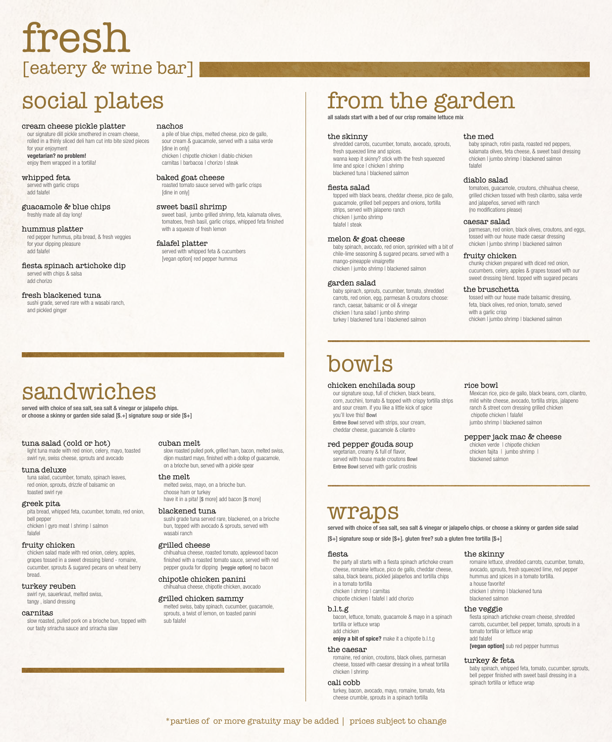# fresh

## [eatery & wine bar]

## social plates

### cream cheese pickle platter
our signature dill pickle smothered in cream cheese, rolled in a thinly sliced deli ham cut into bite sized pieces for your enjoyment
**vegetarian? no problem!**
enjoy them wrapped in a tortilla!

### whipped feta
served with garlic crisps
add falafel

### guacamole & blue chips
freshly made all day long!

### hummus platter
red pepper hummus, pita bread, & fresh veggies for your dipping pleasure
add falafel

### fiesta spinach artichoke dip
served with chips & salsa
add chorizo

### fresh blackened tuna
sushi grade, served rare with a wasabi ranch, and pickled ginger

### nachos
a pile of blue chips, melted cheese, pico de gallo, sour cream & guacamole, served with a salsa verde
[dine in only]
chicken | chipotle chicken | diablo chicken
carnitas | barbacoa | chorizo | steak

### baked goat cheese
roasted tomato sauce served with garlic crisps
[dine in only]

### sweet basil shrimp
sweet basil, jumbo grilled shrimp, feta, kalamata olives, tomatoes, fresh basil, garlic crisps, whipped feta finished with a squeeze of fresh lemon

### falafel platter
served with whipped feta & cucumbers
[vegan option] red pepper hummus

## sandwiches

**served with choice of sea salt, sea salt & vinegar or jalapeño chips. or choose a skinny or garden side salad [$.+] signature soup or side [$+]**

### tuna salad (cold or hot)
light tuna made with red onion, celery, mayo, toasted swirl rye, swiss cheese, sprouts and avocado

### tuna deluxe
tuna salad, cucumber, tomato, spinach leaves, red onion, sprouts, drizzle of balsamic on toasted swirl rye

### greek pita
pita bread, whipped feta, cucumber, tomato, red onion, bell pepper
chicken | gyro meat | shrimp | salmon
falafel

### fruity chicken
chicken salad made with red onion, celery, apples, grapes tossed in a sweet dressing blend - romaine, cucumber, sprouts & sugared pecans on wheat berry bread.

### turkey reuben
swirl rye, sauerkraut, melted swiss, tangy , island dressing

### carnitas
slow roasted, pulled pork on a brioche bun, topped with our tasty sriracha sauce and sriracha slaw

### cuban melt
slow roasted pulled pork, grilled ham, bacon, melted swiss, dijon mustard mayo, finished with a dollop of guacamole, on a brioche bun, served with a pickle spear

### the melt
melted swiss, mayo, on a brioche bun.
choose ham or turkey
have it in a pita! [$ more] add bacon [$ more]

### blackened tuna
sushi grade tuna served rare, blackened, on a brioche bun, topped with avocado & sprouts, served with wasabi ranch

### grilled cheese
chihuahua cheese, roasted tomato, applewood bacon finished with a roasted tomato sauce, served with red pepper gouda for dipping **[veggie option]** no bacon

### chipotle chicken panini
chihuahua cheese, chipotle chicken, avocado

### grilled chicken sammy
melted swiss, baby spinach, cucumber, guacamole, sprouts, a twist of lemon, on toasted panini
sub falafel

## from the garden

**all salads start with a bed of our crisp romaine lettuce mix**

### the skinny
shredded carrots, cucumber, tomato, avocado, sprouts, fresh squeezed lime and spices.
wanna keep it skinny? stick with the fresh squeezed lime and spice | chicken | shrimp
blackened tuna | blackened salmon

### fiesta salad
topped with black beans, cheddar cheese, pico de gallo, guacamole, grilled bell peppers and onions, tortilla strips, served with jalapeno ranch
chicken | jumbo shrimp
falafel | steak

### melon & goat cheese
baby spinach, avocado, red onion, sprinkled with a bit of chile-lime seasoning & sugared pecans. served with a mango-pineapple vinaigrette
chicken | jumbo shrimp | blackened salmon

### garden salad
baby spinach, sprouts, cucumber, tomato, shredded carrots, red onion, egg, parmesan & croutons choose: ranch, caesar, balsamic or oil & vinegar
chicken | tuna salad | jumbo shrimp
turkey | blackened tuna | blackened salmon

### the med
baby spinach, rotini pasta, roasted red peppers, kalamata olives, feta cheese, & sweet basil dressing
chicken | jumbo shrimp | blackened salmon
falafel

### diablo salad
tomatoes, guacamole, croutons, chihuahua cheese, grilled chicken tossed with fresh cilantro, salsa verde and jalapeños, served with ranch
(no modifications please)

### caesar salad
parmesan, red onion, black olives, croutons, and eggs, tossed with our house made caesar dressing
chicken | jumbo shrimp | blackened salmon

### fruity chicken
chunky chicken prepared with diced red onion, cucumbers, celery, apples & grapes tossed with our sweet dressing blend. topped with sugared pecans

### the bruschetta
tossed with our house made balsamic dressing, feta, black olives, red onion, tomato, served with a garlic crisp
chicken | jumbo shrimp | blackened salmon

## bowls

### chicken enchilada soup
our signature soup, full of chicken, black beans, corn, zucchini, tomato & topped with crispy tortilla strips and sour cream. if you like a little kick of spice you'll love this! **Bowl**
**Entree Bowl** served with strips, sour cream, cheddar cheese, guacamole & cilantro

### red pepper gouda soup
vegetarian, creamy & full of flavor, served with house made croutons **Bowl**
**Entree Bowl** served with garlic crostinis

### rice bowl
Mexican rice, pico de gallo, black beans, corn, cilantro, mild white cheese, avocado, tortilla strips, jalapeno ranch & street corn dressing grilled chicken
chipotle chicken | falafel
jumbo shrimp | blackened salmon

### pepper jack mac & cheese
chicken verde | chipotle chicken
chicken fajita | jumbo shrimp |
blackened salmon

## wraps

**served with choice of sea salt, sea salt & vinegar or jalapeño chips. or choose a skinny or garden side salad [$+] signature soup or side [$+]. gluten free? sub a gluten free tortilla [$+]**

### fiesta
the party all starts with a fiesta spinach artichoke cream cheese, romaine lettuce, pico de gallo, cheddar cheese, salsa, black beans, pickled jalapeños and tortilla chips in a tomato tortilla
chicken | shrimp | carnitas
chipotle chicken | falafel | add chorizo

### b.l.t.g
bacon, lettuce, tomato, guacamole & mayo in a spinach tortilla or lettuce wrap
add chicken
**enjoy a bit of spice?** make it a chipotle b.l.t.g

### the caesar
romaine, red onion, croutons, black olives, parmesan cheese, tossed with caesar dressing in a wheat tortilla
chicken | shrimp

### cali cobb
turkey, bacon, avocado, mayo, romaine, tomato, feta cheese crumble, sprouts in a spinach tortilla

### the skinny
romaine lettuce, shredded carrots, cucumber, tomato, avocado, sprouts, fresh squeezed lime, red pepper hummus and spices in a tomato tortilla.
a house favorite!
chicken | shrimp | blackened tuna
blackened salmon

### the veggie
fiesta spinach artichoke cream cheese, shredded carrots, cucumber, bell pepper, tomato, sprouts in a tomato tortilla or lettuce wrap
add falafel
**[vegan option]** sub red pepper hummus

### turkey & feta
baby spinach, whipped feta, tomato, cucumber, sprouts, bell pepper finished with sweet basil dressing in a spinach tortilla or lettuce wrap

*parties of or more gratuity may be added | prices subject to change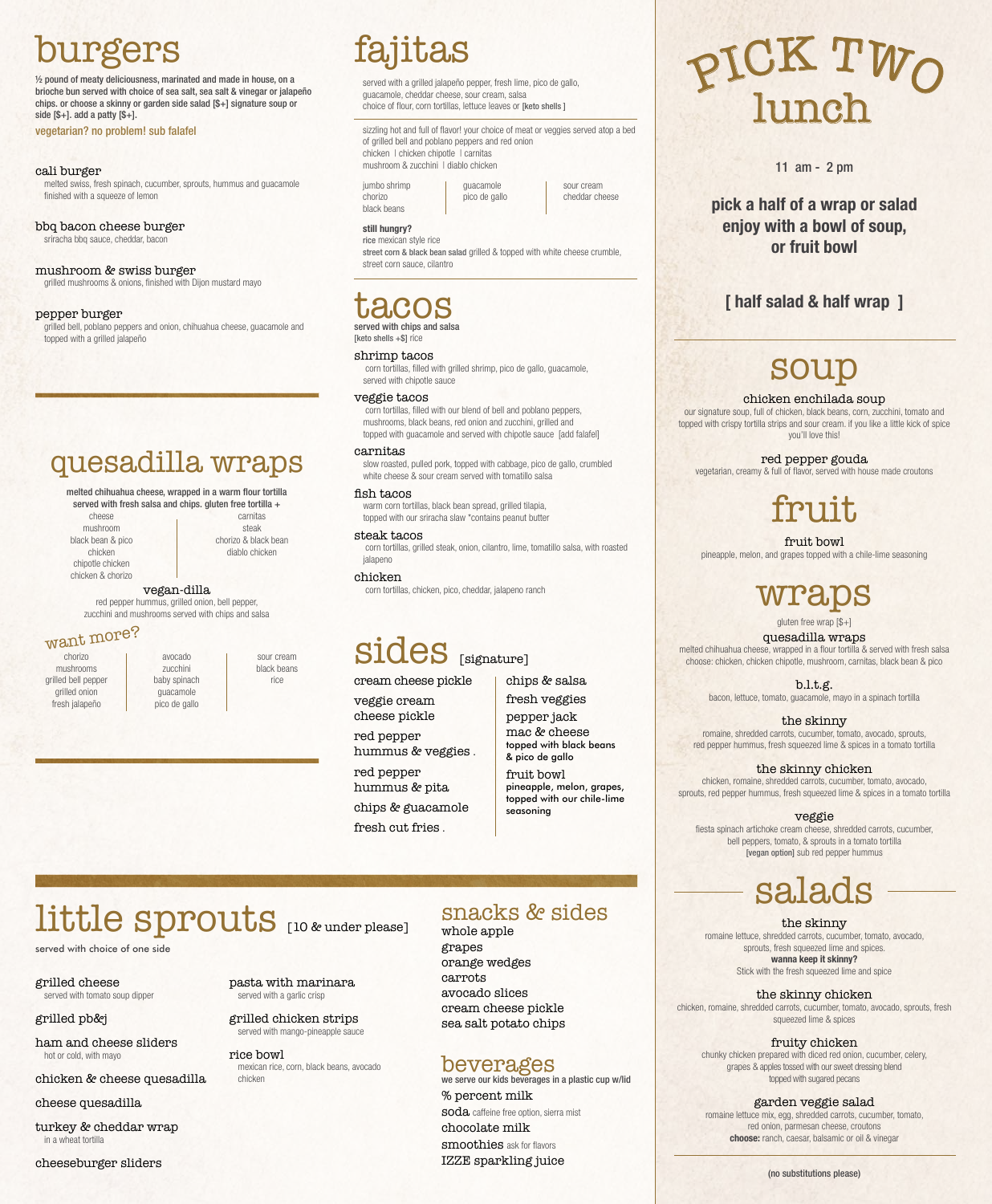# burgers

½ pound of meaty deliciousness, marinated and made in house, on a brioche bun served with choice of sea salt, sea salt & vinegar or jalapeño chips. or choose a skinny or garden side salad [$+] signature soup or side [$+]. add a patty [$+].

vegetarian? no problem! sub falafel

### cali burger
melted swiss, fresh spinach, cucumber, sprouts, hummus and guacamole finished with a squeeze of lemon

### bbq bacon cheese burger
sriracha bbq sauce, cheddar, bacon

### mushroom & swiss burger
grilled mushrooms & onions, finished with Dijon mustard mayo

### pepper burger
grilled bell, poblano peppers and onion, chihuahua cheese, guacamole and topped with a grilled jalapeño

# quesadilla wraps

melted chihuahua cheese, wrapped in a warm flour tortilla served with fresh salsa and chips. gluten free tortilla +

- cheese
- mushroom
- black bean & pico
- chicken
- chipotle chicken
- chicken & chorizo
- carnitas
- steak
- chorizo & black bean
- diablo chicken

### vegan-dilla
red pepper hummus, grilled onion, bell pepper, zucchini and mushrooms served with chips and salsa

## want more?

- chorizo
- mushrooms
- grilled bell pepper
- grilled onion
- fresh jalapeño
- avocado
- zucchini
- baby spinach
- guacamole
- pico de gallo
- sour cream
- black beans
- rice

# fajitas

served with a grilled jalapeño pepper, fresh lime, pico de gallo, guacamole, cheddar cheese, sour cream, salsa
choice of flour, corn tortillas, lettuce leaves or [keto shells ]

sizzling hot and full of flavor! your choice of meat or veggies served atop a bed of grilled bell and poblano peppers and red onion
chicken | chicken chipotle | carnitas
mushroom & zucchini | diablo chicken

- jumbo shrimp
- chorizo
- black beans
- guacamole
- pico de gallo
- sour cream
- cheddar cheese

**still hungry?**
**rice** mexican style rice
**street corn & black bean salad** grilled & topped with white cheese crumble, street corn sauce, cilantro

# tacos

served with chips and salsa
[keto shells +$] rice

### shrimp tacos
corn tortillas, filled with grilled shrimp, pico de gallo, guacamole, served with chipotle sauce

### veggie tacos
corn tortillas, filled with our blend of bell and poblano peppers, mushrooms, black beans, red onion and zucchini, grilled and topped with guacamole and served with chipotle sauce [add falafel]

### carnitas
slow roasted, pulled pork, topped with cabbage, pico de gallo, crumbled white cheese & sour cream served with tomatillo salsa

### fish tacos
warm corn tortillas, black bean spread, grilled tilapia, topped with our sriracha slaw *contains peanut butter

### steak tacos
corn tortillas, grilled steak, onion, cilantro, lime, tomatillo salsa, with roasted jalapeno

### chicken
corn tortillas, chicken, pico, cheddar, jalapeno ranch

# sides [signature]

- cream cheese pickle
- veggie cream cheese pickle
- red pepper hummus & veggies .
- red pepper hummus & pita
- chips & guacamole
- fresh cut fries .
- chips & salsa
- fresh veggies
- pepper jack mac & cheese topped with black beans & pico de gallo
- fruit bowl pineapple, melon, grapes, topped with our chile-lime seasoning

# little sprouts [10 & under please]

served with choice of one side

### grilled cheese
served with tomato soup dipper

### grilled pb&j

### ham and cheese sliders
hot or cold, with mayo

### chicken & cheese quesadilla

### cheese quesadilla

### turkey & cheddar wrap
in a wheat tortilla

### cheeseburger sliders

### pasta with marinara
served with a garlic crisp

### grilled chicken strips
served with mango-pineapple sauce

### rice bowl
mexican rice, corn, black beans, avocado chicken

## snacks & sides

- whole apple
- grapes
- orange wedges
- carrots
- avocado slices
- cream cheese pickle
- sea salt potato chips

## beverages

we serve our kids beverages in a plastic cup w/lid

- % percent milk
- soda caffeine free option, sierra mist
- chocolate milk
- smoothies ask for flavors
- IZZE sparkling juice

# PICK TWO lunch

11 am - 2 pm

**pick a half of a wrap or salad enjoy with a bowl of soup, or fruit bowl**

**[ half salad & half wrap ]**

# soup

### chicken enchilada soup
our signature soup, full of chicken, black beans, corn, zucchini, tomato and topped with crispy tortilla strips and sour cream. if you like a little kick of spice you'll love this!

### red pepper gouda
vegetarian, creamy & full of flavor, served with house made croutons

# fruit

### fruit bowl
pineapple, melon, and grapes topped with a chile-lime seasoning

# wraps

gluten free wrap [$+]

### quesadilla wraps
melted chihuahua cheese, wrapped in a flour tortilla & served with fresh salsa
choose: chicken, chicken chipotle, mushroom, carnitas, black bean & pico

### b.l.t.g.
bacon, lettuce, tomato, guacamole, mayo in a spinach tortilla

### the skinny
romaine, shredded carrots, cucumber, tomato, avocado, sprouts, red pepper hummus, fresh squeezed lime & spices in a tomato tortilla

### the skinny chicken
chicken, romaine, shredded carrots, cucumber, tomato, avocado, sprouts, red pepper hummus, fresh squeezed lime & spices in a tomato tortilla

### veggie
fiesta spinach artichoke cream cheese, shredded carrots, cucumber, bell peppers, tomato, & sprouts in a tomato tortilla
[vegan option] sub red pepper hummus

# salads

### the skinny
romaine lettuce, shredded carrots, cucumber, tomato, avocado, sprouts, fresh squeezed lime and spices.
**wanna keep it skinny?**
Stick with the fresh squeezed lime and spice

### the skinny chicken
chicken, romaine, shredded carrots, cucumber, tomato, avocado, sprouts, fresh squeezed lime & spices

### fruity chicken
chunky chicken prepared with diced red onion, cucumber, celery, grapes & apples tossed with our sweet dressing blend topped with sugared pecans

### garden veggie salad
romaine lettuce mix, egg, shredded carrots, cucumber, tomato, red onion, parmesan cheese, croutons
**choose:** ranch, caesar, balsamic or oil & vinegar

(no substitutions please)